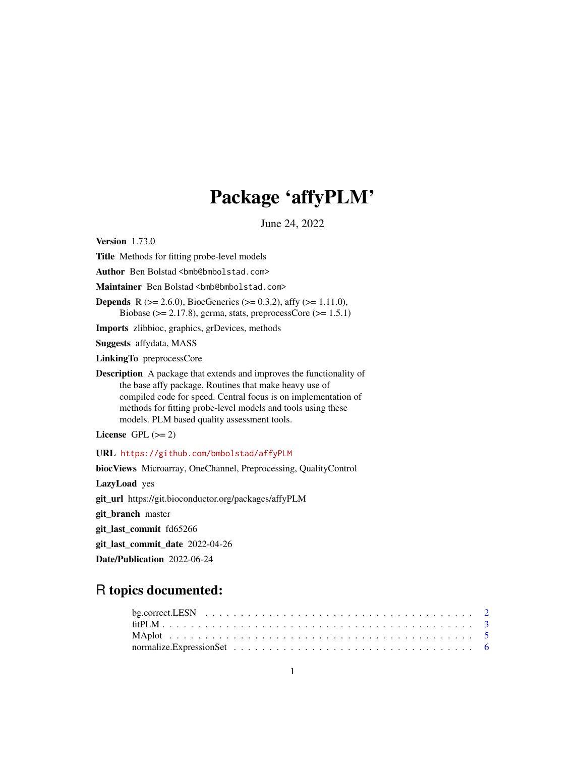# Package 'affyPLM'

June 24, 2022

**Version** 1.73.0

**Title** Methods for fitting probe-level models

**Author** Ben Bolstad <bmb@bmbolstad.com>

**Maintainer** Ben Bolstad <bmb@bmbolstad.com>

**Depends** R (>= 2.6.0), BiocGenerics (>= 0.3.2), affy (>= 1.11.0), Biobase (>= 2.17.8), gcrma, stats, preprocessCore (>= 1.5.1)

**Imports** zlibbioc, graphics, grDevices, methods

**Suggests** affydata, MASS

**LinkingTo** preprocessCore

**Description** A package that extends and improves the functionality of the base affy package. Routines that make heavy use of compiled code for speed. Central focus is on implementation of methods for fitting probe-level models and tools using these models. PLM based quality assessment tools.

**License** GPL (>= 2)

**URL** https://github.com/bmbolstad/affyPLM

**biocViews** Microarray, OneChannel, Preprocessing, QualityControl

**LazyLoad** yes

**git_url** https://git.bioconductor.org/packages/affyPLM

**git_branch** master

**git_last_commit** fd65266

**git_last_commit_date** 2022-04-26

**Date/Publication** 2022-06-24

## R topics documented:

- bg.correct.LESN . . . . . 2
- fitPLM . . . . . 3
- MAplot . . . . . 5
- normalize.ExpressionSet . . . . . 6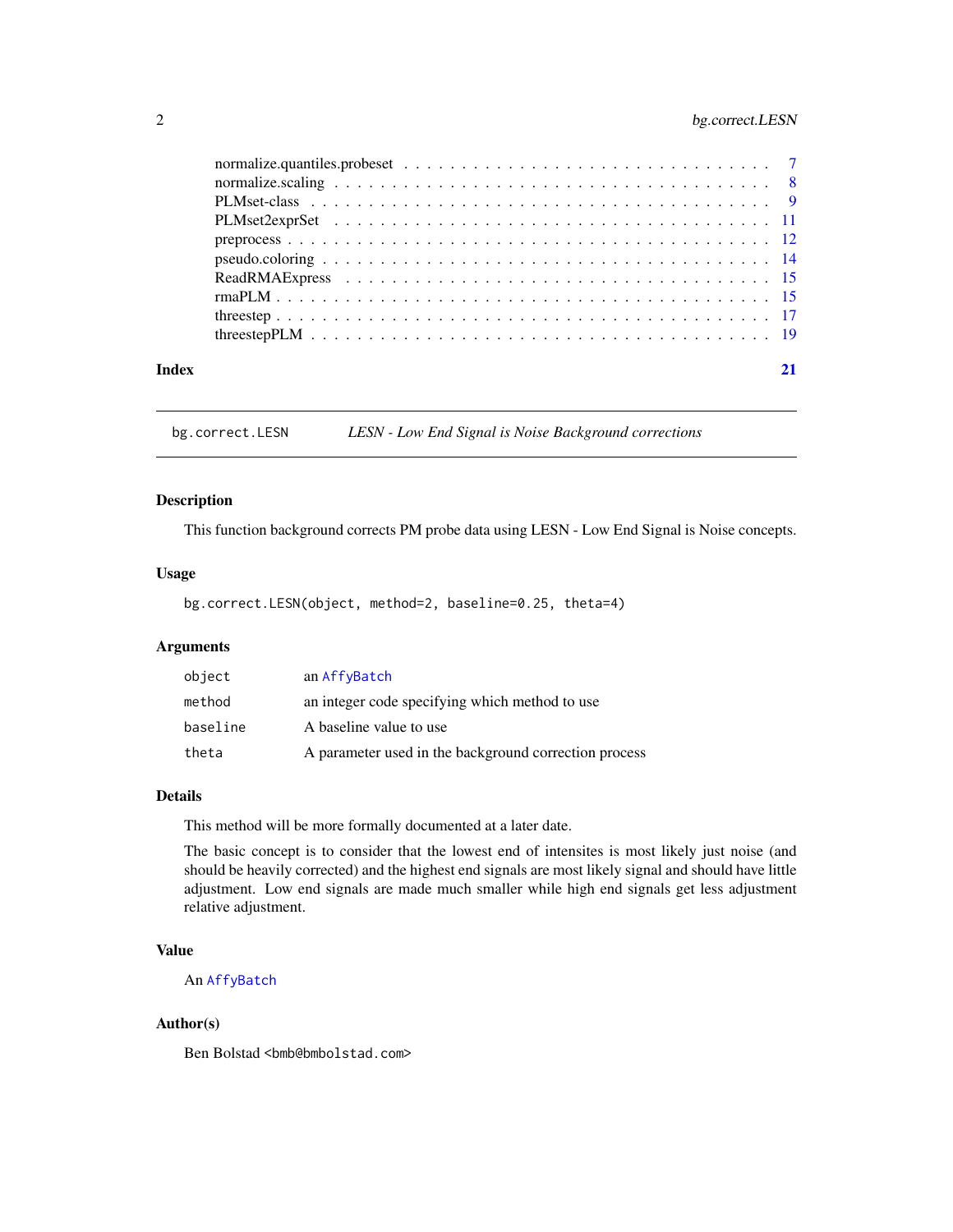| | |
|---|---|
| normalize.quantiles.probeset | 7 |
| normalize.scaling | 8 |
| PLMset-class | 9 |
| PLMset2exprSet | 11 |
| preprocess | 12 |
| pseudo.coloring | 14 |
| ReadRMAExpress | 15 |
| rmaPLM | 15 |
| threestep | 17 |
| threestepPLM | 19 |

**Index** **21**

---

`bg.correct.LESN` *LESN - Low End Signal is Noise Background corrections*

---

### Description

This function background corrects PM probe data using LESN - Low End Signal is Noise concepts.

### Usage

```
bg.correct.LESN(object, method=2, baseline=0.25, theta=4)
```

### Arguments

| | |
|---|---|
| `object` | an `AffyBatch` |
| `method` | an integer code specifying which method to use |
| `baseline` | A baseline value to use |
| `theta` | A parameter used in the background correction process |

### Details

This method will be more formally documented at a later date.

The basic concept is to consider that the lowest end of intensites is most likely just noise (and should be heavily corrected) and the highest end signals are most likely signal and should have little adjustment. Low end signals are made much smaller while high end signals get less adjustment relative adjustment.

### Value

An `AffyBatch`

### Author(s)

Ben Bolstad <bmb@bmbolstad.com>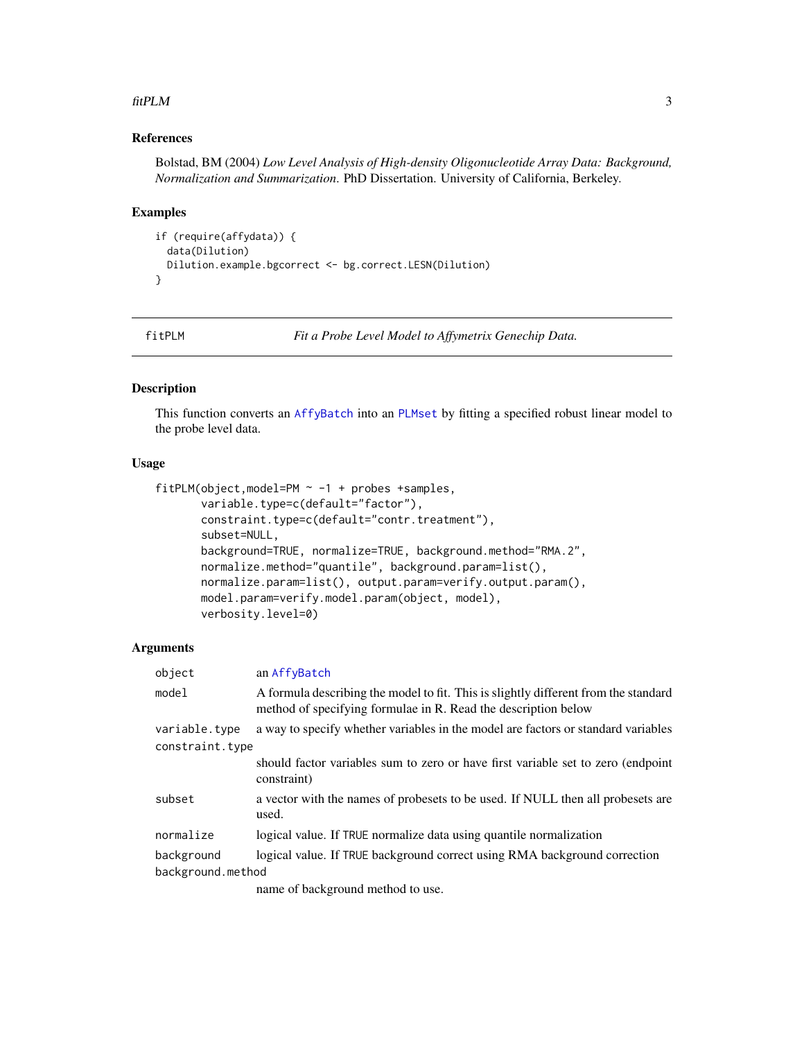## References

Bolstad, BM (2004) *Low Level Analysis of High-density Oligonucleotide Array Data: Background, Normalization and Summarization*. PhD Dissertation. University of California, Berkeley.

## Examples

```
if (require(affydata)) {
  data(Dilution)
  Dilution.example.bgcorrect <- bg.correct.LESN(Dilution)
}
```

---

# fitPLM    *Fit a Probe Level Model to Affymetrix Genechip Data.*

---

## Description

This function converts an AffyBatch into an PLMset by fitting a specified robust linear model to the probe level data.

## Usage

```
fitPLM(object,model=PM ~ -1 + probes +samples,
       variable.type=c(default="factor"),
       constraint.type=c(default="contr.treatment"),
       subset=NULL,
       background=TRUE, normalize=TRUE, background.method="RMA.2",
       normalize.method="quantile", background.param=list(),
       normalize.param=list(), output.param=verify.output.param(),
       model.param=verify.model.param(object, model),
       verbosity.level=0)
```

## Arguments

| | |
|---|---|
| `object` | an AffyBatch |
| `model` | A formula describing the model to fit. This is slightly different from the standard method of specifying formulae in R. Read the description below |
| `variable.type` | a way to specify whether variables in the model are factors or standard variables |
| `constraint.type` | should factor variables sum to zero or have first variable set to zero (endpoint constraint) |
| `subset` | a vector with the names of probesets to be used. If NULL then all probesets are used. |
| `normalize` | logical value. If TRUE normalize data using quantile normalization |
| `background` | logical value. If TRUE background correct using RMA background correction |
| `background.method` | name of background method to use. |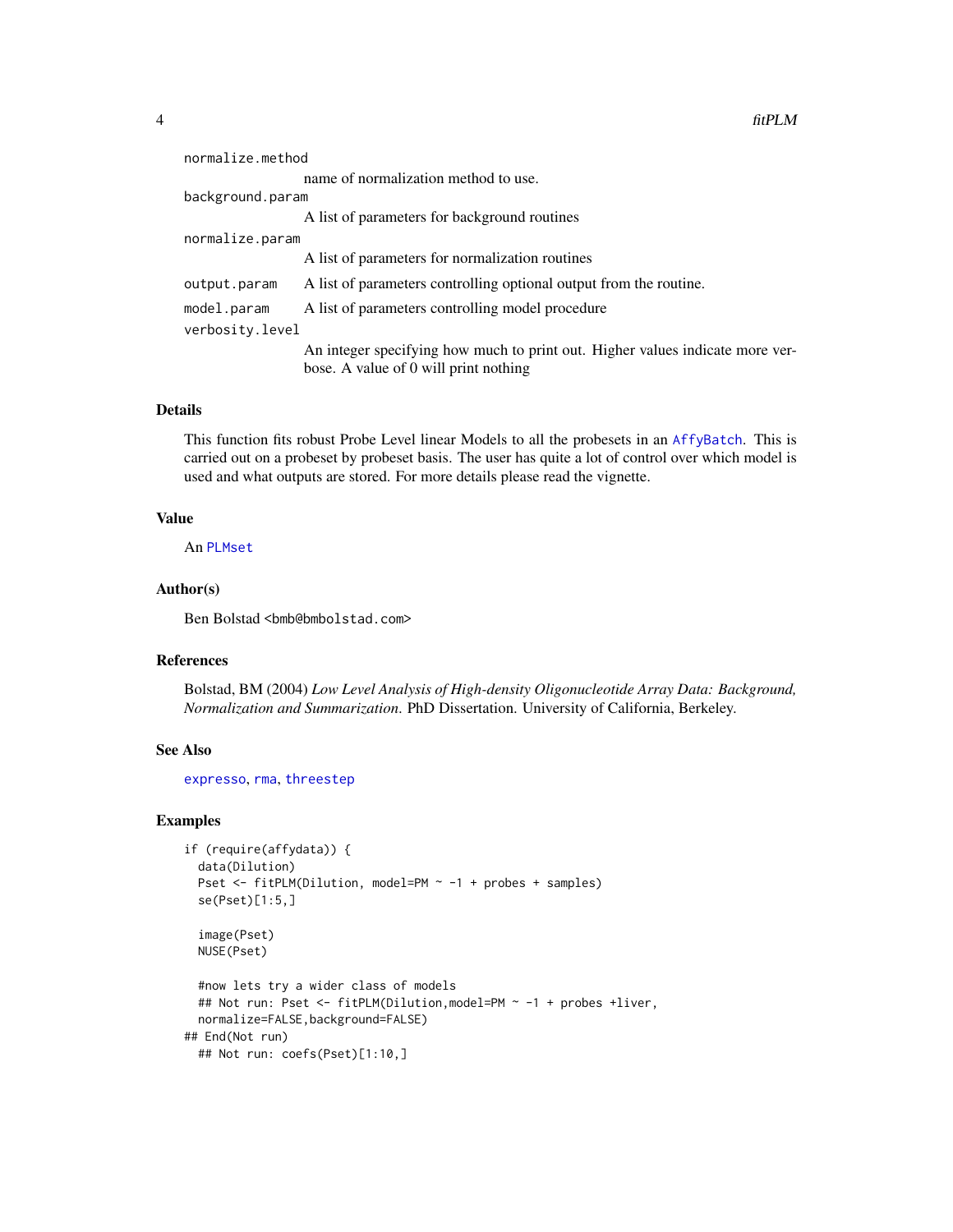`normalize.method`
: name of normalization method to use.

`background.param`
: A list of parameters for background routines

`normalize.param`
: A list of parameters for normalization routines

`output.param`
: A list of parameters controlling optional output from the routine.

`model.param`
: A list of parameters controlling model procedure

`verbosity.level`
: An integer specifying how much to print out. Higher values indicate more verbose. A value of 0 will print nothing

## Details

This function fits robust Probe Level linear Models to all the probesets in an `AffyBatch`. This is carried out on a probeset by probeset basis. The user has quite a lot of control over which model is used and what outputs are stored. For more details please read the vignette.

## Value

An `PLMset`

## Author(s)

Ben Bolstad <bmb@bmbolstad.com>

## References

Bolstad, BM (2004) *Low Level Analysis of High-density Oligonucleotide Array Data: Background, Normalization and Summarization.* PhD Dissertation. University of California, Berkeley.

## See Also

`expresso`, `rma`, `threestep`

## Examples

```
if (require(affydata)) {
  data(Dilution)
  Pset <- fitPLM(Dilution, model=PM ~ -1 + probes + samples)
  se(Pset)[1:5,]

  image(Pset)
  NUSE(Pset)

  #now lets try a wider class of models
  ## Not run: Pset <- fitPLM(Dilution,model=PM ~ -1 + probes +liver,
  normalize=FALSE,background=FALSE)
## End(Not run)
  ## Not run: coefs(Pset)[1:10,]
```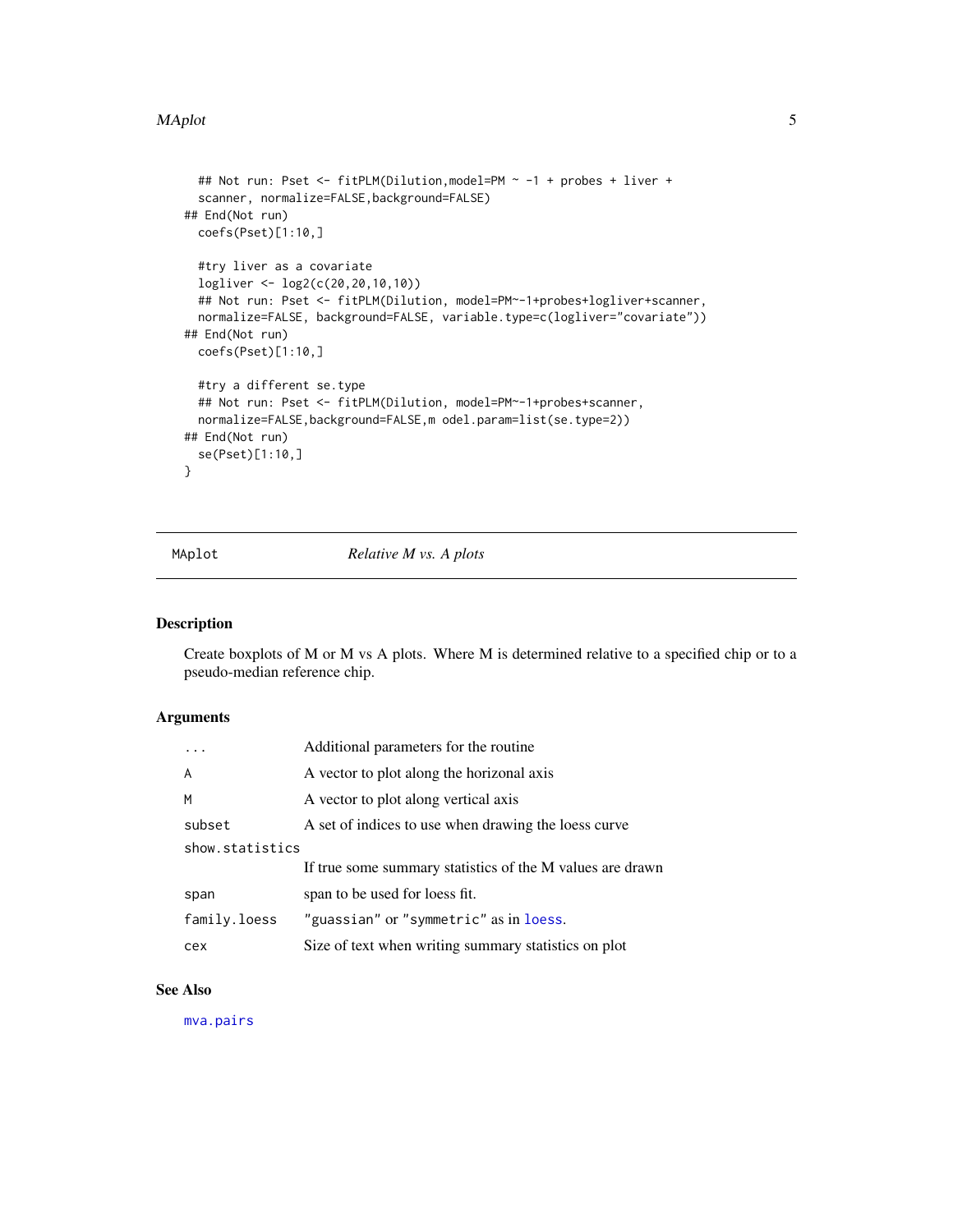```
  ## Not run: Pset <- fitPLM(Dilution,model=PM ~ -1 + probes + liver +
  scanner, normalize=FALSE,background=FALSE)
## End(Not run)
  coefs(Pset)[1:10,]

  #try liver as a covariate
  logliver <- log2(c(20,20,10,10))
  ## Not run: Pset <- fitPLM(Dilution, model=PM~-1+probes+logliver+scanner,
  normalize=FALSE, background=FALSE, variable.type=c(logliver="covariate"))
## End(Not run)
  coefs(Pset)[1:10,]

  #try a different se.type
  ## Not run: Pset <- fitPLM(Dilution, model=PM~-1+probes+scanner,
  normalize=FALSE,background=FALSE,m odel.param=list(se.type=2))
## End(Not run)
  se(Pset)[1:10,]
}
```

---

## MAplot — *Relative M vs. A plots*

### Description

Create boxplots of M or M vs A plots. Where M is determined relative to a specified chip or to a pseudo-median reference chip.

### Arguments

| | |
|---|---|
| `...` | Additional parameters for the routine |
| `A` | A vector to plot along the horizonal axis |
| `M` | A vector to plot along vertical axis |
| `subset` | A set of indices to use when drawing the loess curve |
| `show.statistics` | If true some summary statistics of the M values are drawn |
| `span` | span to be used for loess fit. |
| `family.loess` | `"guassian"` or `"symmetric"` as in `loess`. |
| `cex` | Size of text when writing summary statistics on plot |

### See Also

`mva.pairs`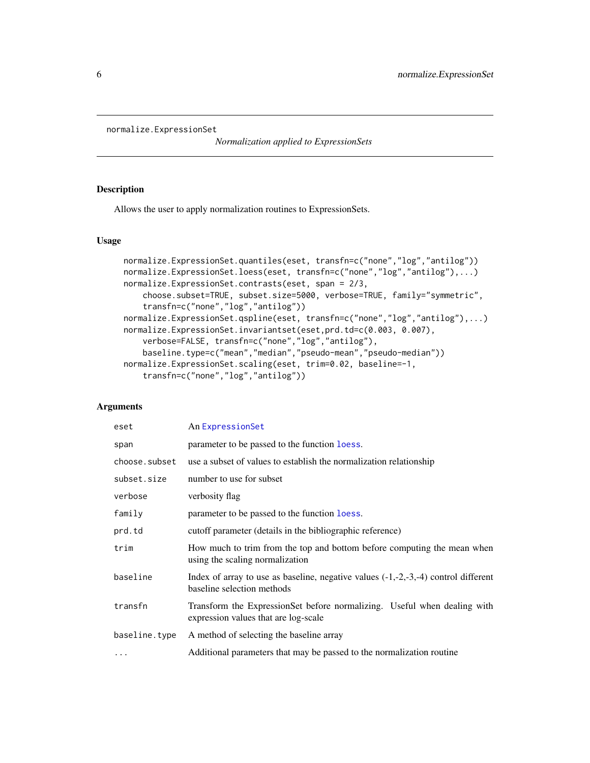# normalize.ExpressionSet

*Normalization applied to ExpressionSets*

## Description

Allows the user to apply normalization routines to ExpressionSets.

## Usage

```
normalize.ExpressionSet.quantiles(eset, transfn=c("none","log","antilog"))
normalize.ExpressionSet.loess(eset, transfn=c("none","log","antilog"),...)
normalize.ExpressionSet.contrasts(eset, span = 2/3,
    choose.subset=TRUE, subset.size=5000, verbose=TRUE, family="symmetric",
    transfn=c("none","log","antilog"))
normalize.ExpressionSet.qspline(eset, transfn=c("none","log","antilog"),...)
normalize.ExpressionSet.invariantset(eset,prd.td=c(0.003, 0.007),
    verbose=FALSE, transfn=c("none","log","antilog"),
    baseline.type=c("mean","median","pseudo-mean","pseudo-median"))
normalize.ExpressionSet.scaling(eset, trim=0.02, baseline=-1,
    transfn=c("none","log","antilog"))
```

## Arguments

| | |
|---|---|
| `eset` | An `ExpressionSet` |
| `span` | parameter to be passed to the function `loess`. |
| `choose.subset` | use a subset of values to establish the normalization relationship |
| `subset.size` | number to use for subset |
| `verbose` | verbosity flag |
| `family` | parameter to be passed to the function `loess`. |
| `prd.td` | cutoff parameter (details in the bibliographic reference) |
| `trim` | How much to trim from the top and bottom before computing the mean when using the scaling normalization |
| `baseline` | Index of array to use as baseline, negative values (-1,-2,-3,-4) control different baseline selection methods |
| `transfn` | Transform the ExpressionSet before normalizing. Useful when dealing with expression values that are log-scale |
| `baseline.type` | A method of selecting the baseline array |
| `...` | Additional parameters that may be passed to the normalization routine |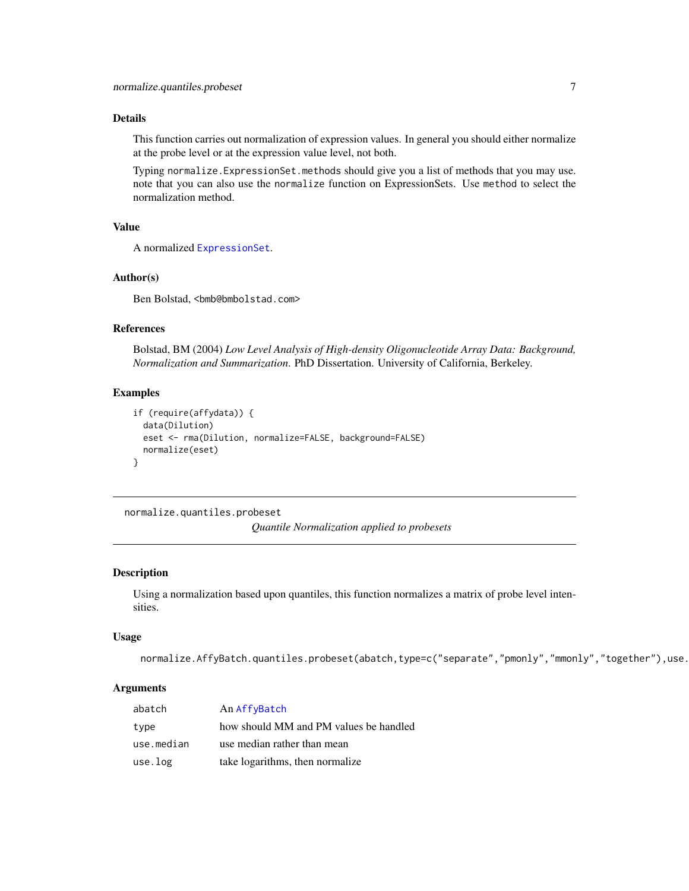## Details

This function carries out normalization of expression values. In general you should either normalize at the probe level or at the expression value level, not both.

Typing `normalize.ExpressionSet.methods` should give you a list of methods that you may use. note that you can also use the `normalize` function on ExpressionSets. Use `method` to select the normalization method.

## Value

A normalized `ExpressionSet`.

## Author(s)

Ben Bolstad, `<bmb@bmbolstad.com>`

## References

Bolstad, BM (2004) *Low Level Analysis of High-density Oligonucleotide Array Data: Background, Normalization and Summarization*. PhD Dissertation. University of California, Berkeley.

## Examples

```
if (require(affydata)) {
  data(Dilution)
  eset <- rma(Dilution, normalize=FALSE, background=FALSE)
  normalize(eset)
}
```

---

# normalize.quantiles.probeset — *Quantile Normalization applied to probesets*

---

## Description

Using a normalization based upon quantiles, this function normalizes a matrix of probe level intensities.

## Usage

```
normalize.AffyBatch.quantiles.probeset(abatch,type=c("separate","pmonly","mmonly","together"),use.
```

## Arguments

| | |
|---|---|
| `abatch` | An `AffyBatch` |
| `type` | how should MM and PM values be handled |
| `use.median` | use median rather than mean |
| `use.log` | take logarithms, then normalize |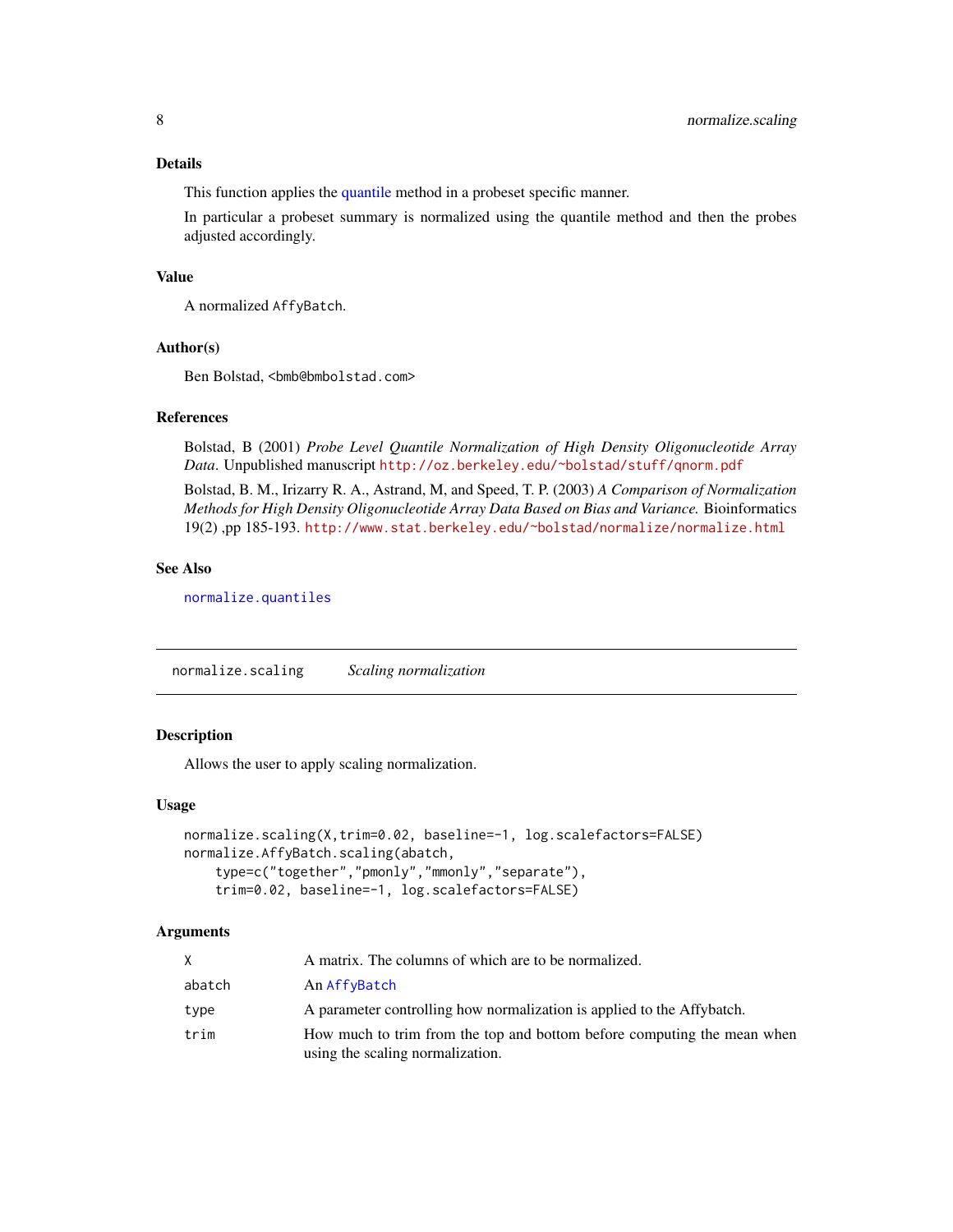### Details

This function applies the quantile method in a probeset specific manner.

In particular a probeset summary is normalized using the quantile method and then the probes adjusted accordingly.

### Value

A normalized `AffyBatch`.

### Author(s)

Ben Bolstad, <bmb@bmbolstad.com>

### References

Bolstad, B (2001) *Probe Level Quantile Normalization of High Density Oligonucleotide Array Data*. Unpublished manuscript http://oz.berkeley.edu/~bolstad/stuff/qnorm.pdf

Bolstad, B. M., Irizarry R. A., Astrand, M, and Speed, T. P. (2003) *A Comparison of Normalization Methods for High Density Oligonucleotide Array Data Based on Bias and Variance.* Bioinformatics 19(2) ,pp 185-193. http://www.stat.berkeley.edu/~bolstad/normalize/normalize.html

### See Also

`normalize.quantiles`

---

## normalize.scaling *Scaling normalization*

---

### Description

Allows the user to apply scaling normalization.

### Usage

```
normalize.scaling(X,trim=0.02, baseline=-1, log.scalefactors=FALSE)
normalize.AffyBatch.scaling(abatch,
    type=c("together","pmonly","mmonly","separate"),
    trim=0.02, baseline=-1, log.scalefactors=FALSE)
```

### Arguments

| | |
|---|---|
| `X` | A matrix. The columns of which are to be normalized. |
| `abatch` | An `AffyBatch` |
| `type` | A parameter controlling how normalization is applied to the Affybatch. |
| `trim` | How much to trim from the top and bottom before computing the mean when using the scaling normalization. |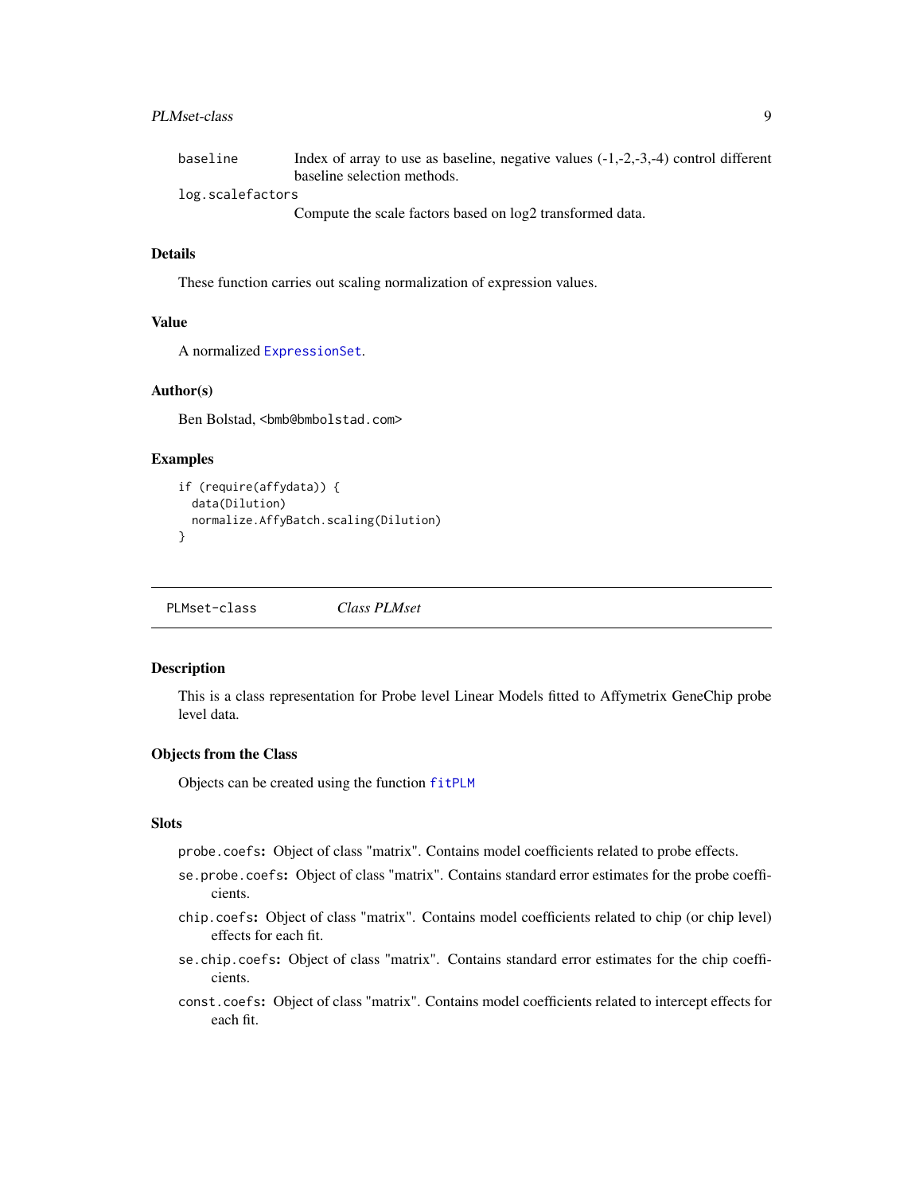| | |
|---|---|
| `baseline` | Index of array to use as baseline, negative values (-1,-2,-3,-4) control different baseline selection methods. |
| `log.scalefactors` | Compute the scale factors based on log2 transformed data. |

### Details

These function carries out scaling normalization of expression values.

### Value

A normalized `ExpressionSet`.

### Author(s)

Ben Bolstad, <bmb@bmbolstad.com>

### Examples

```
if (require(affydata)) {
  data(Dilution)
  normalize.AffyBatch.scaling(Dilution)
}
```

---

## `PLMset-class` *Class PLMset*

---

### Description

This is a class representation for Probe level Linear Models fitted to Affymetrix GeneChip probe level data.

### Objects from the Class

Objects can be created using the function `fitPLM`

### Slots

- `probe.coefs`: Object of class "matrix". Contains model coefficients related to probe effects.
- `se.probe.coefs`: Object of class "matrix". Contains standard error estimates for the probe coefficients.
- `chip.coefs`: Object of class "matrix". Contains model coefficients related to chip (or chip level) effects for each fit.
- `se.chip.coefs`: Object of class "matrix". Contains standard error estimates for the chip coefficients.
- `const.coefs`: Object of class "matrix". Contains model coefficients related to intercept effects for each fit.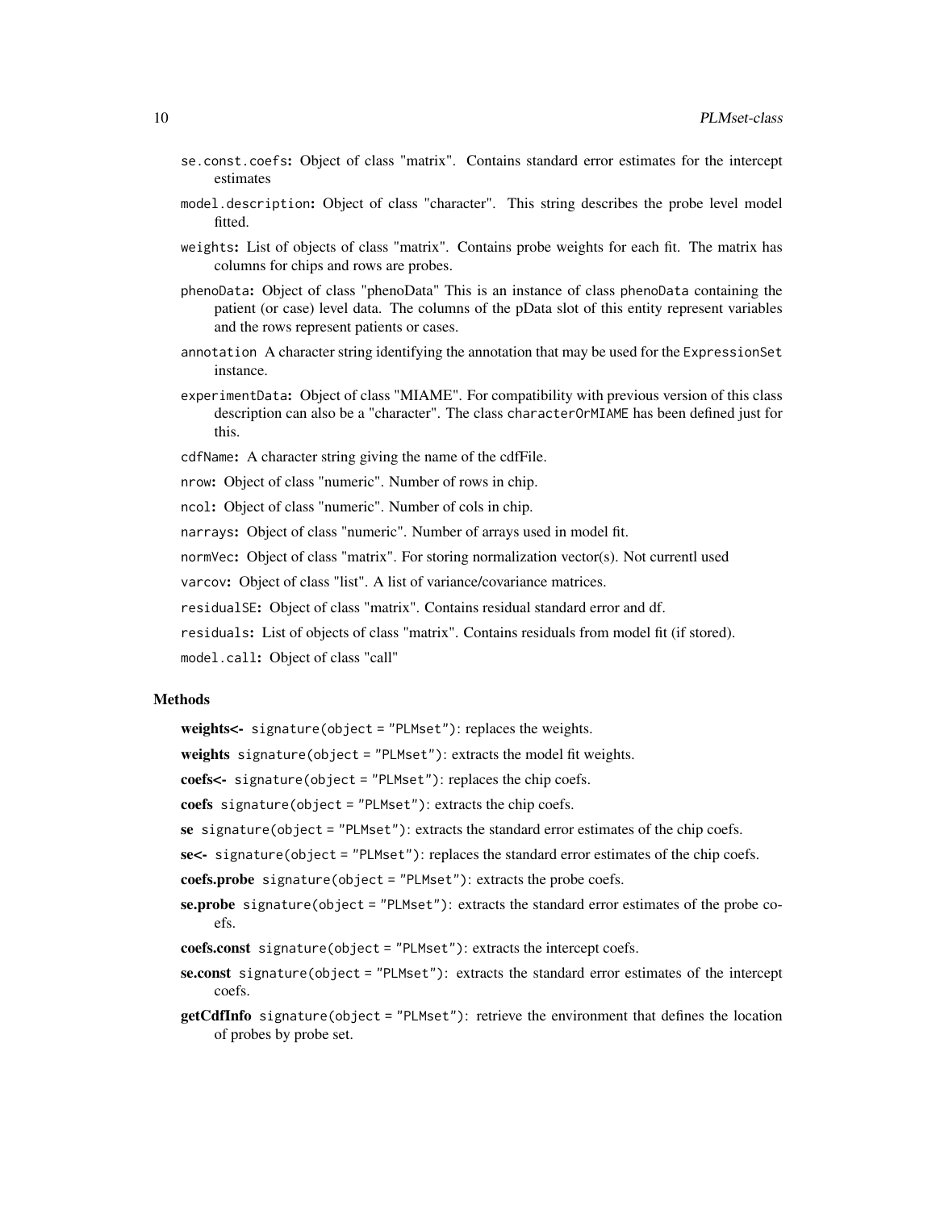- `se.const.coefs`: Object of class "matrix". Contains standard error estimates for the intercept estimates
- `model.description`: Object of class "character". This string describes the probe level model fitted.
- `weights`: List of objects of class "matrix". Contains probe weights for each fit. The matrix has columns for chips and rows are probes.
- `phenoData`: Object of class "phenoData" This is an instance of class `phenoData` containing the patient (or case) level data. The columns of the pData slot of this entity represent variables and the rows represent patients or cases.
- `annotation` A character string identifying the annotation that may be used for the `ExpressionSet` instance.
- `experimentData`: Object of class "MIAME". For compatibility with previous version of this class description can also be a "character". The class `characterOrMIAME` has been defined just for this.
- `cdfName`: A character string giving the name of the cdfFile.
- `nrow`: Object of class "numeric". Number of rows in chip.
- `ncol`: Object of class "numeric". Number of cols in chip.
- `narrays`: Object of class "numeric". Number of arrays used in model fit.
- `normVec`: Object of class "matrix". For storing normalization vector(s). Not currentl used
- `varcov`: Object of class "list". A list of variance/covariance matrices.
- `residualSE`: Object of class "matrix". Contains residual standard error and df.
- `residuals`: List of objects of class "matrix". Contains residuals from model fit (if stored).
- `model.call`: Object of class "call"

### Methods

- **weights<-** `signature(object = "PLMset")`: replaces the weights.
- **weights** `signature(object = "PLMset")`: extracts the model fit weights.
- **coefs<-** `signature(object = "PLMset")`: replaces the chip coefs.
- **coefs** `signature(object = "PLMset")`: extracts the chip coefs.
- **se** `signature(object = "PLMset")`: extracts the standard error estimates of the chip coefs.
- **se<-** `signature(object = "PLMset")`: replaces the standard error estimates of the chip coefs.
- **coefs.probe** `signature(object = "PLMset")`: extracts the probe coefs.
- **se.probe** `signature(object = "PLMset")`: extracts the standard error estimates of the probe coefs.
- **coefs.const** `signature(object = "PLMset")`: extracts the intercept coefs.
- **se.const** `signature(object = "PLMset")`: extracts the standard error estimates of the intercept coefs.
- **getCdfInfo** `signature(object = "PLMset")`: retrieve the environment that defines the location of probes by probe set.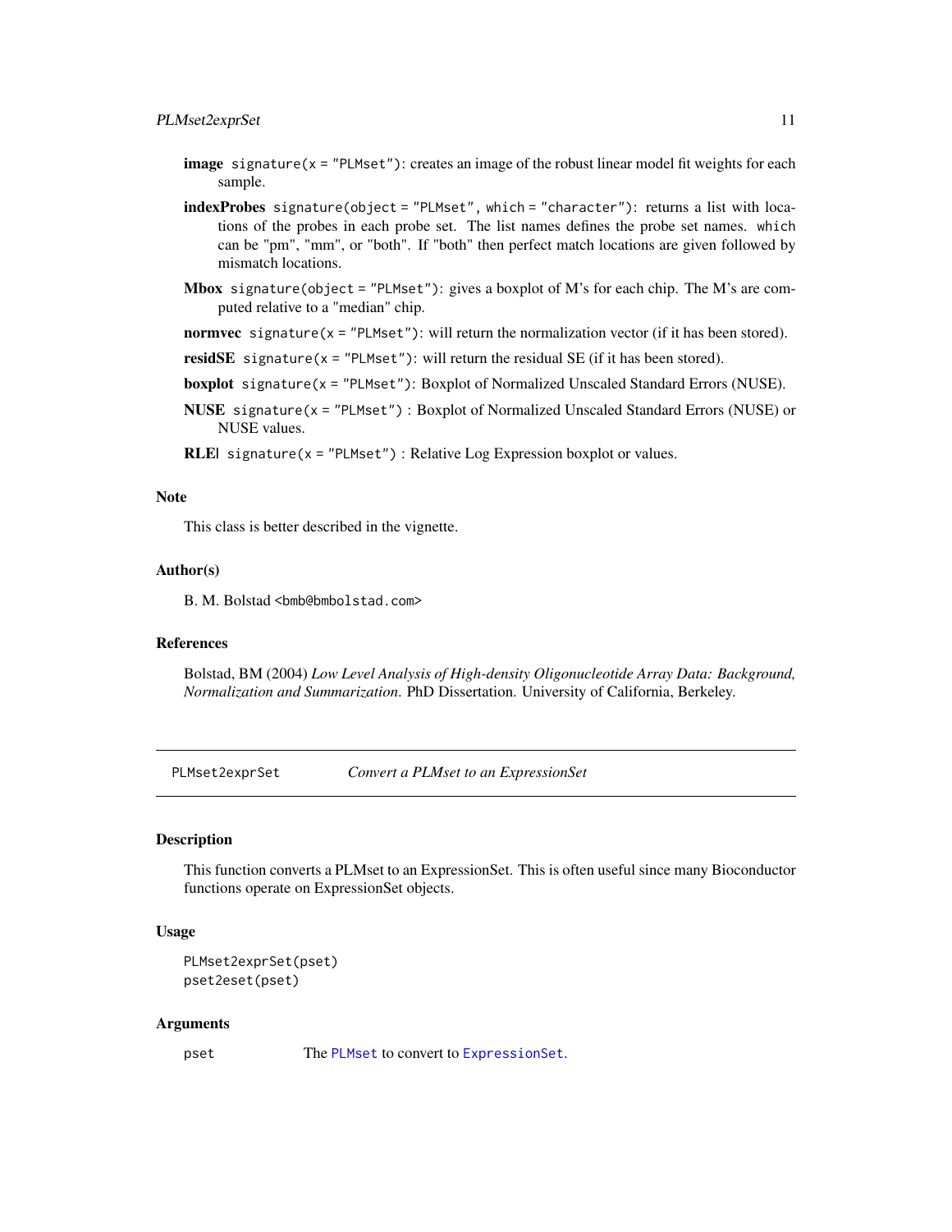- **image** `signature(x = "PLMset")`: creates an image of the robust linear model fit weights for each sample.
- **indexProbes** `signature(object = "PLMset", which = "character")`: returns a list with locations of the probes in each probe set. The list names defines the probe set names. `which` can be "pm", "mm", or "both". If "both" then perfect match locations are given followed by mismatch locations.
- **Mbox** `signature(object = "PLMset")`: gives a boxplot of M's for each chip. The M's are computed relative to a "median" chip.
- **normvec** `signature(x = "PLMset")`: will return the normalization vector (if it has been stored).
- **residSE** `signature(x = "PLMset")`: will return the residual SE (if it has been stored).
- **boxplot** `signature(x = "PLMset")`: Boxplot of Normalized Unscaled Standard Errors (NUSE).
- **NUSE** `signature(x = "PLMset")` : Boxplot of Normalized Unscaled Standard Errors (NUSE) or NUSE values.
- **RLE|** `signature(x = "PLMset")` : Relative Log Expression boxplot or values.

### Note

This class is better described in the vignette.

### Author(s)

B. M. Bolstad `<bmb@bmbolstad.com>`

### References

Bolstad, BM (2004) *Low Level Analysis of High-density Oligonucleotide Array Data: Background, Normalization and Summarization*. PhD Dissertation. University of California, Berkeley.

---

## PLMset2exprSet — *Convert a PLMset to an ExpressionSet*

---

### Description

This function converts a PLMset to an ExpressionSet. This is often useful since many Bioconductor functions operate on ExpressionSet objects.

### Usage

```
PLMset2exprSet(pset)
pset2eset(pset)
```

### Arguments

| | |
|---|---|
| pset | The `PLMset` to convert to `ExpressionSet`. |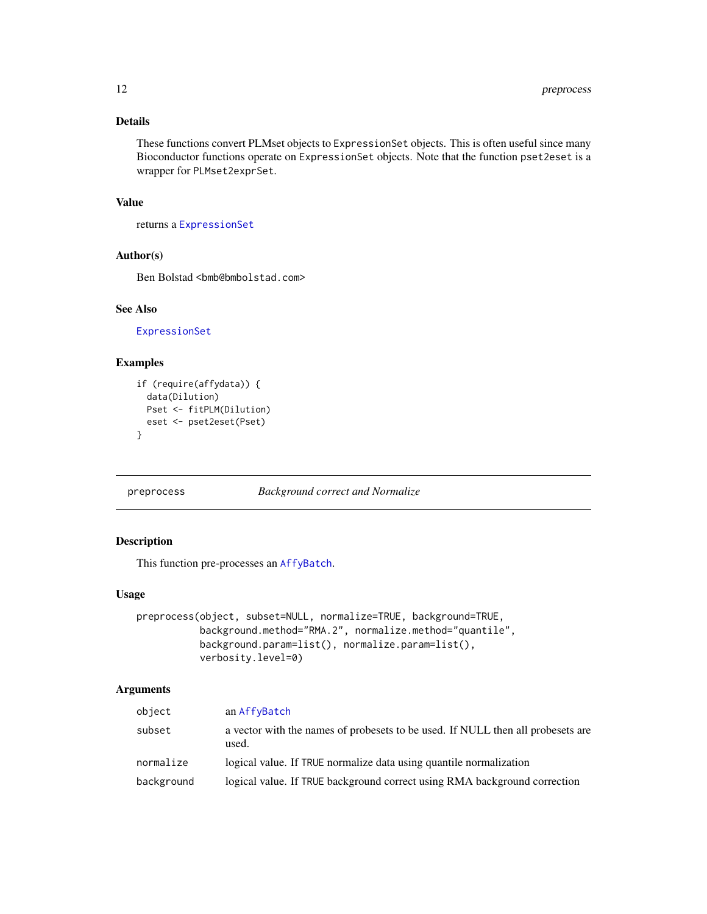### Details

These functions convert PLMset objects to `ExpressionSet` objects. This is often useful since many Bioconductor functions operate on `ExpressionSet` objects. Note that the function `pset2eset` is a wrapper for `PLMset2exprSet`.

### Value

returns a `ExpressionSet`

### Author(s)

Ben Bolstad <bmb@bmbolstad.com>

### See Also

`ExpressionSet`

### Examples

```
if (require(affydata)) {
  data(Dilution)
  Pset <- fitPLM(Dilution)
  eset <- pset2eset(Pset)
}
```

---

## preprocess — *Background correct and Normalize*

---

### Description

This function pre-processes an `AffyBatch`.

### Usage

```
preprocess(object, subset=NULL, normalize=TRUE, background=TRUE,
           background.method="RMA.2", normalize.method="quantile",
           background.param=list(), normalize.param=list(),
           verbosity.level=0)
```

### Arguments

| | |
|---|---|
| `object` | an `AffyBatch` |
| `subset` | a vector with the names of probesets to be used. If NULL then all probesets are used. |
| `normalize` | logical value. If `TRUE` normalize data using quantile normalization |
| `background` | logical value. If `TRUE` background correct using RMA background correction |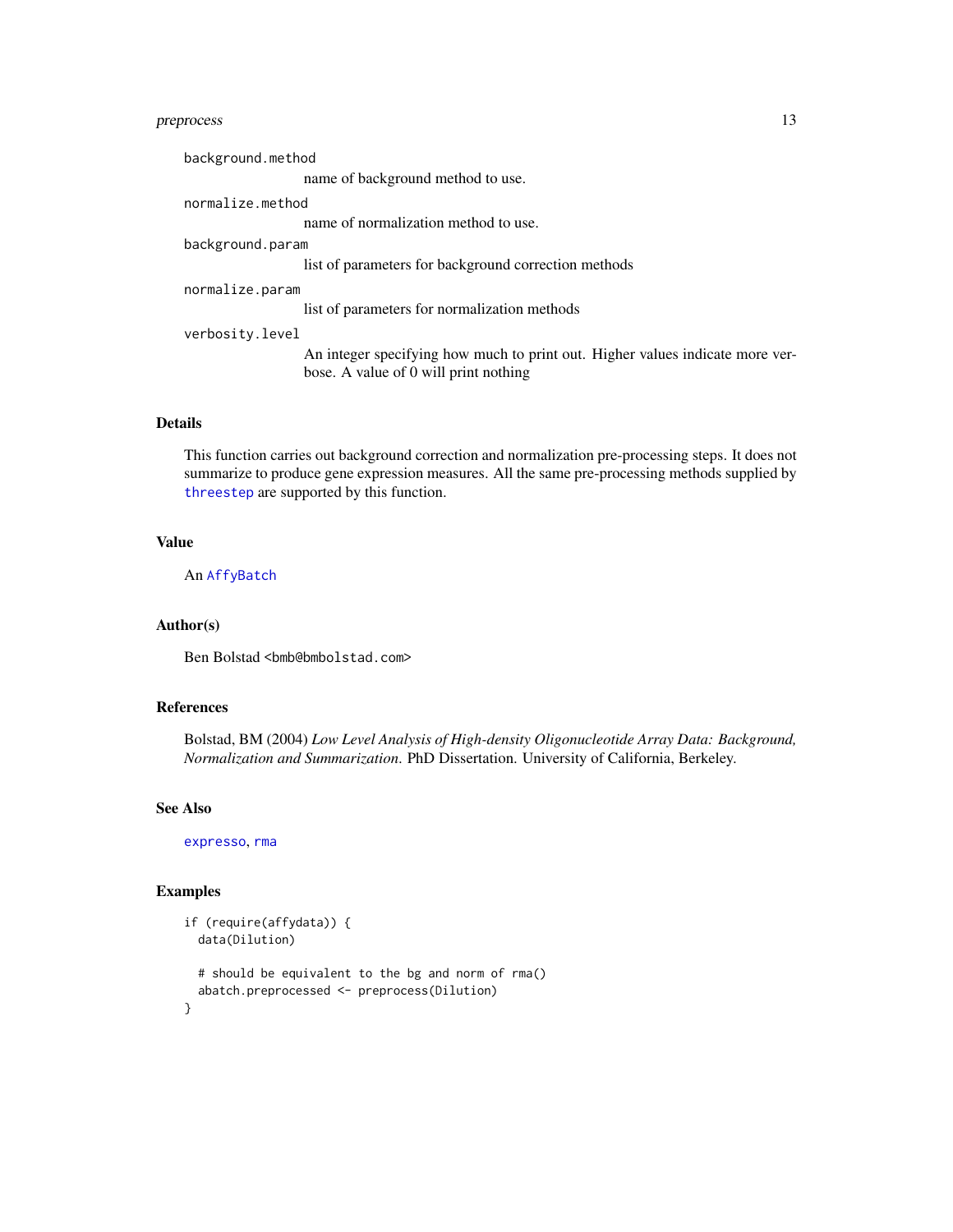`background.method`
: name of background method to use.

`normalize.method`
: name of normalization method to use.

`background.param`
: list of parameters for background correction methods

`normalize.param`
: list of parameters for normalization methods

`verbosity.level`
: An integer specifying how much to print out. Higher values indicate more verbose. A value of 0 will print nothing

## Details

This function carries out background correction and normalization pre-processing steps. It does not summarize to produce gene expression measures. All the same pre-processing methods supplied by `threestep` are supported by this function.

## Value

An `AffyBatch`

## Author(s)

Ben Bolstad `<bmb@bmbolstad.com>`

## References

Bolstad, BM (2004) *Low Level Analysis of High-density Oligonucleotide Array Data: Background, Normalization and Summarization*. PhD Dissertation. University of California, Berkeley.

## See Also

`expresso`, `rma`

## Examples

```
if (require(affydata)) {
  data(Dilution)

  # should be equivalent to the bg and norm of rma()
  abatch.preprocessed <- preprocess(Dilution)
}
```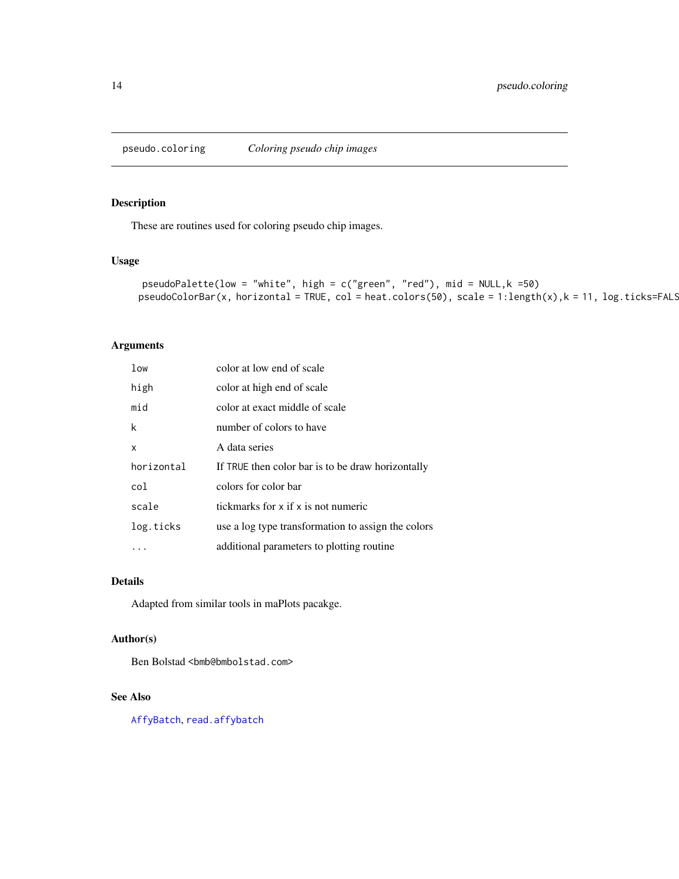# pseudo.coloring *Coloring pseudo chip images*

## Description

These are routines used for coloring pseudo chip images.

## Usage

```
pseudoPalette(low = "white", high = c("green", "red"), mid = NULL,k =50)
pseudoColorBar(x, horizontal = TRUE, col = heat.colors(50), scale = 1:length(x),k = 11, log.ticks=FALS
```

## Arguments

| | |
|---|---|
| `low` | color at low end of scale |
| `high` | color at high end of scale |
| `mid` | color at exact middle of scale |
| `k` | number of colors to have |
| `x` | A data series |
| `horizontal` | If `TRUE` then color bar is to be draw horizontally |
| `col` | colors for color bar |
| `scale` | tickmarks for `x` if `x` is not numeric |
| `log.ticks` | use a log type transformation to assign the colors |
| `...` | additional parameters to plotting routine |

## Details

Adapted from similar tools in maPlots pacakge.

## Author(s)

Ben Bolstad <bmb@bmbolstad.com>

## See Also

`AffyBatch`, `read.affybatch`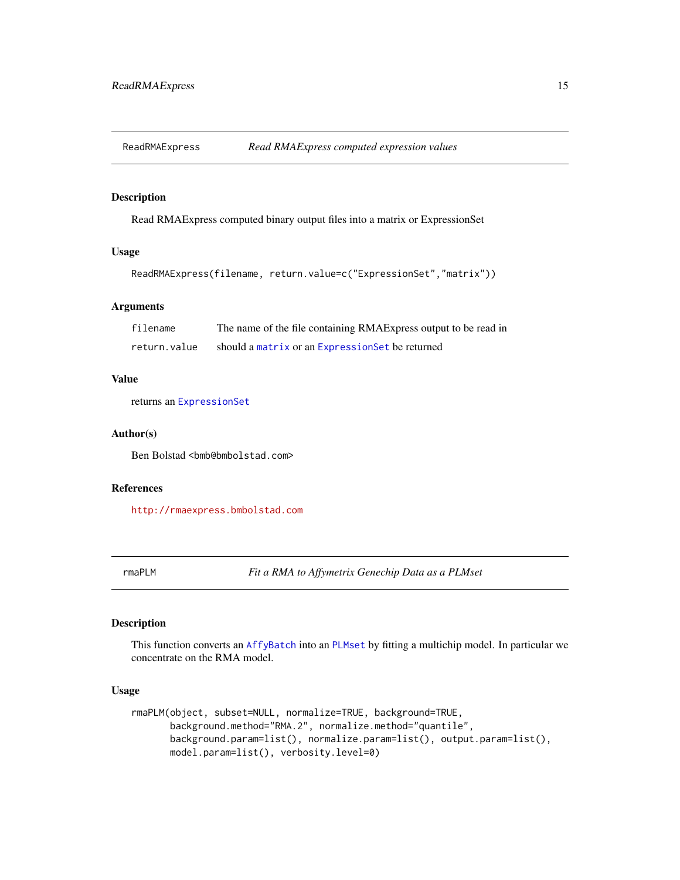## ReadRMAExpress — *Read RMAExpress computed expression values*

### Description

Read RMAExpress computed binary output files into a matrix or ExpressionSet

### Usage

```
ReadRMAExpress(filename, return.value=c("ExpressionSet","matrix"))
```

### Arguments

| | |
|---|---|
| `filename` | The name of the file containing RMAExpress output to be read in |
| `return.value` | should a `matrix` or an `ExpressionSet` be returned |

### Value

returns an `ExpressionSet`

### Author(s)

Ben Bolstad <bmb@bmbolstad.com>

### References

http://rmaexpress.bmbolstad.com

## rmaPLM — *Fit a RMA to Affymetrix Genechip Data as a PLMset*

### Description

This function converts an `AffyBatch` into an `PLMset` by fitting a multichip model. In particular we concentrate on the RMA model.

### Usage

```
rmaPLM(object, subset=NULL, normalize=TRUE, background=TRUE,
       background.method="RMA.2", normalize.method="quantile",
       background.param=list(), normalize.param=list(), output.param=list(),
       model.param=list(), verbosity.level=0)
```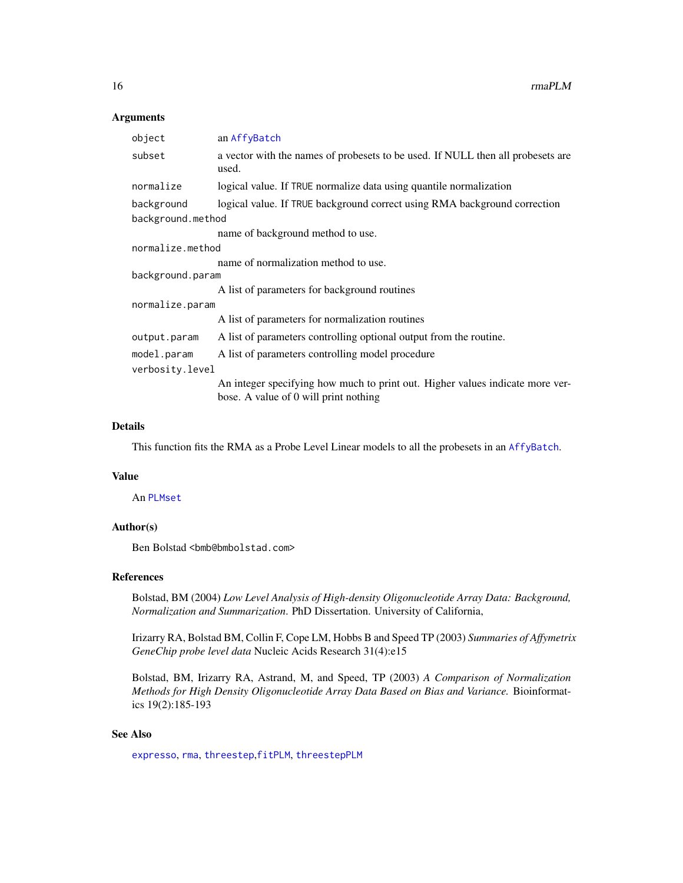## Arguments

| | |
|---|---|
| `object` | an `AffyBatch` |
| `subset` | a vector with the names of probesets to be used. If NULL then all probesets are used. |
| `normalize` | logical value. If `TRUE` normalize data using quantile normalization |
| `background` | logical value. If `TRUE` background correct using RMA background correction |
| `background.method` | name of background method to use. |
| `normalize.method` | name of normalization method to use. |
| `background.param` | A list of parameters for background routines |
| `normalize.param` | A list of parameters for normalization routines |
| `output.param` | A list of parameters controlling optional output from the routine. |
| `model.param` | A list of parameters controlling model procedure |
| `verbosity.level` | An integer specifying how much to print out. Higher values indicate more verbose. A value of 0 will print nothing |

## Details

This function fits the RMA as a Probe Level Linear models to all the probesets in an `AffyBatch`.

## Value

An `PLMset`

## Author(s)

Ben Bolstad <bmb@bmbolstad.com>

## References

Bolstad, BM (2004) *Low Level Analysis of High-density Oligonucleotide Array Data: Background, Normalization and Summarization*. PhD Dissertation. University of California,

Irizarry RA, Bolstad BM, Collin F, Cope LM, Hobbs B and Speed TP (2003) *Summaries of Affymetrix GeneChip probe level data* Nucleic Acids Research 31(4):e15

Bolstad, BM, Irizarry RA, Astrand, M, and Speed, TP (2003) *A Comparison of Normalization Methods for High Density Oligonucleotide Array Data Based on Bias and Variance.* Bioinformatics 19(2):185-193

## See Also

`expresso`, `rma`, `threestep`,`fitPLM`, `threestepPLM`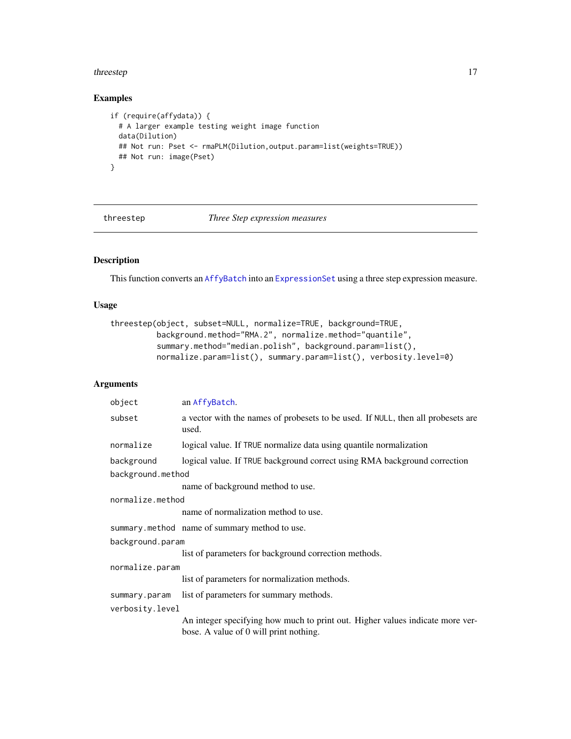## Examples

```
if (require(affydata)) {
  # A larger example testing weight image function
  data(Dilution)
  ## Not run: Pset <- rmaPLM(Dilution,output.param=list(weights=TRUE))
  ## Not run: image(Pset)
}
```

---

# threestep *Three Step expression measures*

---

## Description

This function converts an AffyBatch into an ExpressionSet using a three step expression measure.

## Usage

```
threestep(object, subset=NULL, normalize=TRUE, background=TRUE,
          background.method="RMA.2", normalize.method="quantile",
          summary.method="median.polish", background.param=list(),
          normalize.param=list(), summary.param=list(), verbosity.level=0)
```

## Arguments

| | |
|---|---|
| `object` | an AffyBatch. |
| `subset` | a vector with the names of probesets to be used. If NULL, then all probesets are used. |
| `normalize` | logical value. If TRUE normalize data using quantile normalization |
| `background` | logical value. If TRUE background correct using RMA background correction |
| `background.method` | name of background method to use. |
| `normalize.method` | name of normalization method to use. |
| `summary.method` | name of summary method to use. |
| `background.param` | list of parameters for background correction methods. |
| `normalize.param` | list of parameters for normalization methods. |
| `summary.param` | list of parameters for summary methods. |
| `verbosity.level` | An integer specifying how much to print out. Higher values indicate more verbose. A value of 0 will print nothing. |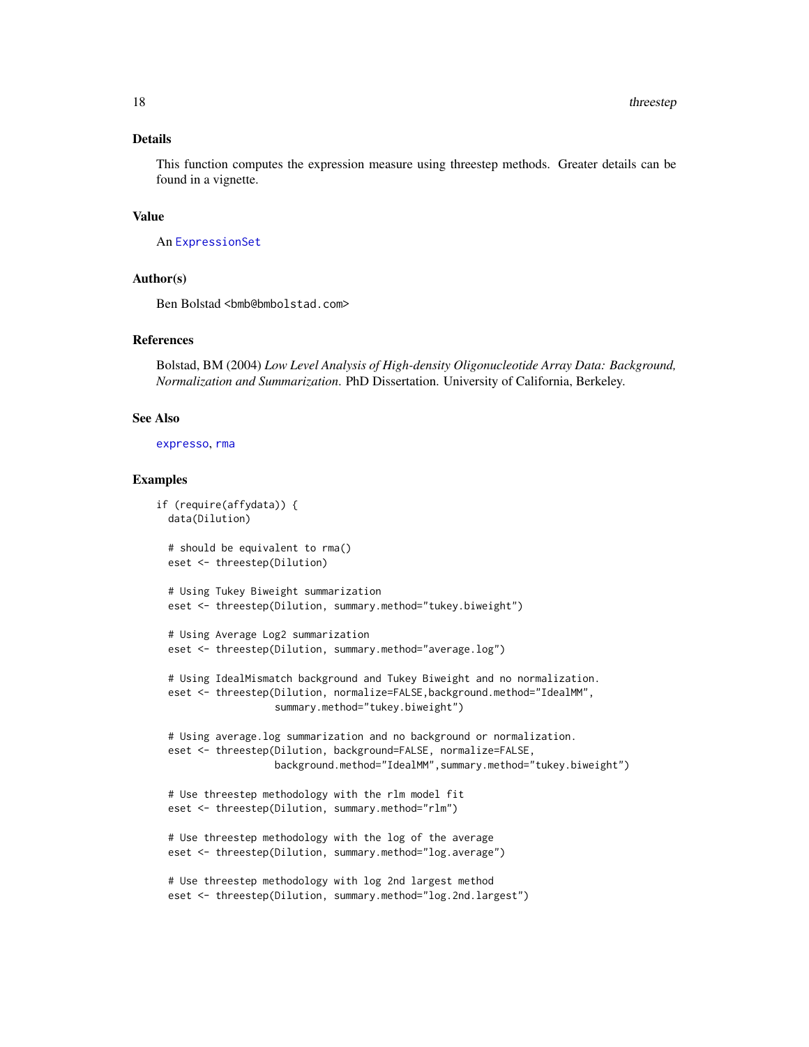## Details

This function computes the expression measure using threestep methods. Greater details can be found in a vignette.

## Value

An ExpressionSet

## Author(s)

Ben Bolstad <bmb@bmbolstad.com>

## References

Bolstad, BM (2004) *Low Level Analysis of High-density Oligonucleotide Array Data: Background, Normalization and Summarization*. PhD Dissertation. University of California, Berkeley.

## See Also

expresso, rma

## Examples

```
if (require(affydata)) {
  data(Dilution)

  # should be equivalent to rma()
  eset <- threestep(Dilution)

  # Using Tukey Biweight summarization
  eset <- threestep(Dilution, summary.method="tukey.biweight")

  # Using Average Log2 summarization
  eset <- threestep(Dilution, summary.method="average.log")

  # Using IdealMismatch background and Tukey Biweight and no normalization.
  eset <- threestep(Dilution, normalize=FALSE,background.method="IdealMM",
                    summary.method="tukey.biweight")

  # Using average.log summarization and no background or normalization.
  eset <- threestep(Dilution, background=FALSE, normalize=FALSE,
                    background.method="IdealMM",summary.method="tukey.biweight")

  # Use threestep methodology with the rlm model fit
  eset <- threestep(Dilution, summary.method="rlm")

  # Use threestep methodology with the log of the average
  eset <- threestep(Dilution, summary.method="log.average")

  # Use threestep methodology with log 2nd largest method
  eset <- threestep(Dilution, summary.method="log.2nd.largest")
```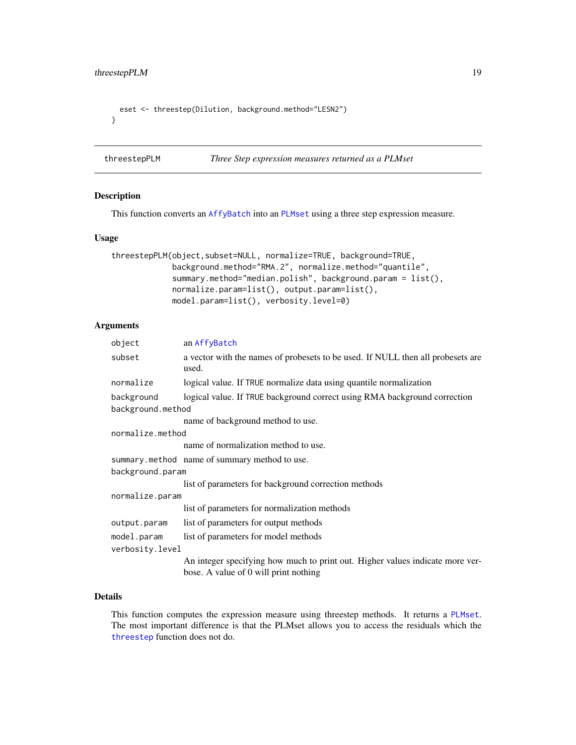```
  eset <- threestep(Dilution, background.method="LESN2")
}
```

## threestepPLM — *Three Step expression measures returned as a PLMset*

### Description

This function converts an AffyBatch into an PLMset using a three step expression measure.

### Usage

```
threestepPLM(object,subset=NULL, normalize=TRUE, background=TRUE,
             background.method="RMA.2", normalize.method="quantile",
             summary.method="median.polish", background.param = list(),
             normalize.param=list(), output.param=list(),
             model.param=list(), verbosity.level=0)
```

### Arguments

| | |
|---|---|
| `object` | an AffyBatch |
| `subset` | a vector with the names of probesets to be used. If NULL then all probesets are used. |
| `normalize` | logical value. If TRUE normalize data using quantile normalization |
| `background` | logical value. If TRUE background correct using RMA background correction |
| `background.method` | name of background method to use. |
| `normalize.method` | name of normalization method to use. |
| `summary.method` | name of summary method to use. |
| `background.param` | list of parameters for background correction methods |
| `normalize.param` | list of parameters for normalization methods |
| `output.param` | list of parameters for output methods |
| `model.param` | list of parameters for model methods |
| `verbosity.level` | An integer specifying how much to print out. Higher values indicate more verbose. A value of 0 will print nothing |

### Details

This function computes the expression measure using threestep methods. It returns a PLMset. The most important difference is that the PLMset allows you to access the residuals which the threestep function does not do.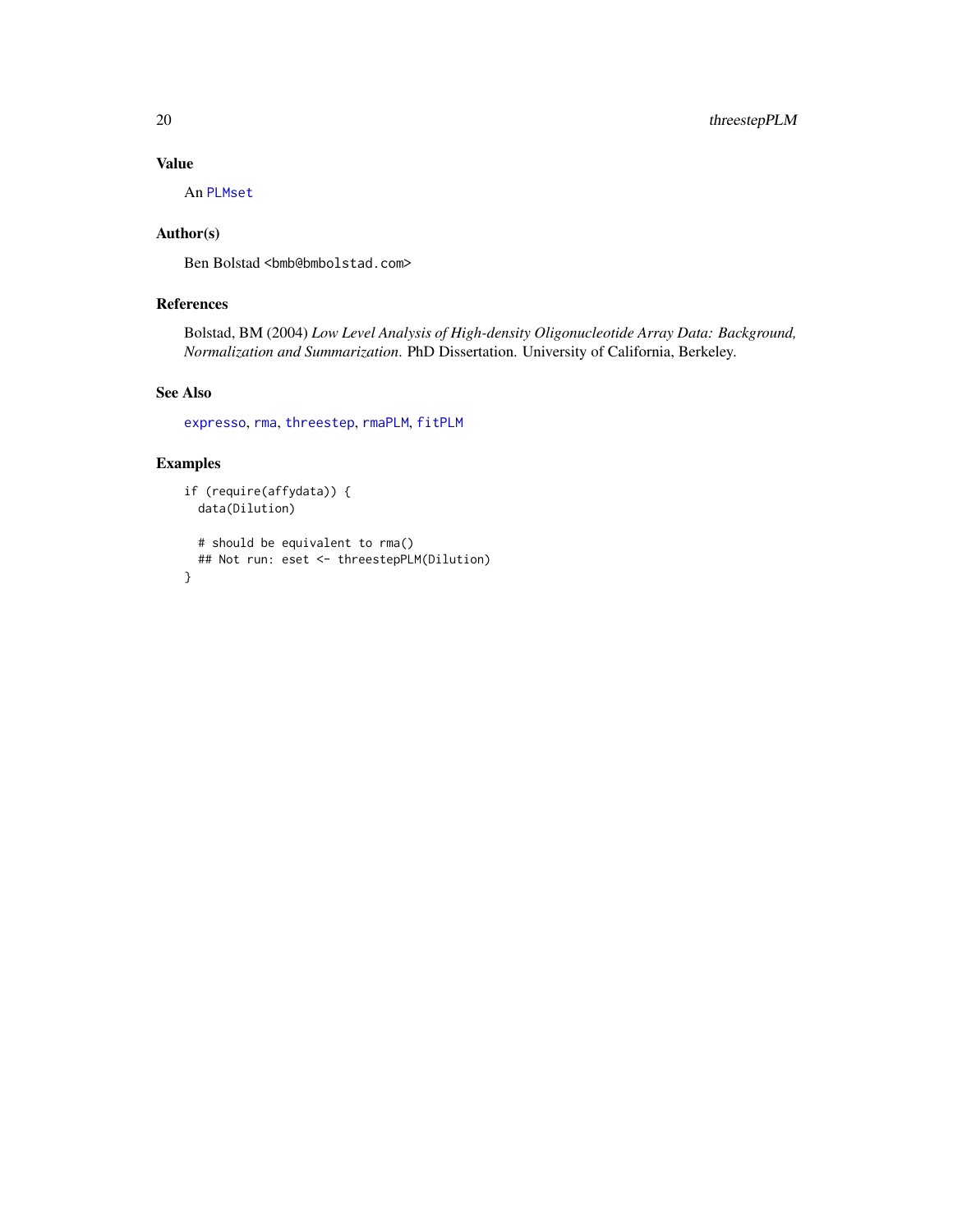## Value

An PLMset

## Author(s)

Ben Bolstad <bmb@bmbolstad.com>

## References

Bolstad, BM (2004) *Low Level Analysis of High-density Oligonucleotide Array Data: Background, Normalization and Summarization.* PhD Dissertation. University of California, Berkeley.

## See Also

expresso, rma, threestep, rmaPLM, fitPLM

## Examples

```
if (require(affydata)) {
  data(Dilution)

  # should be equivalent to rma()
  ## Not run: eset <- threestepPLM(Dilution)
}
```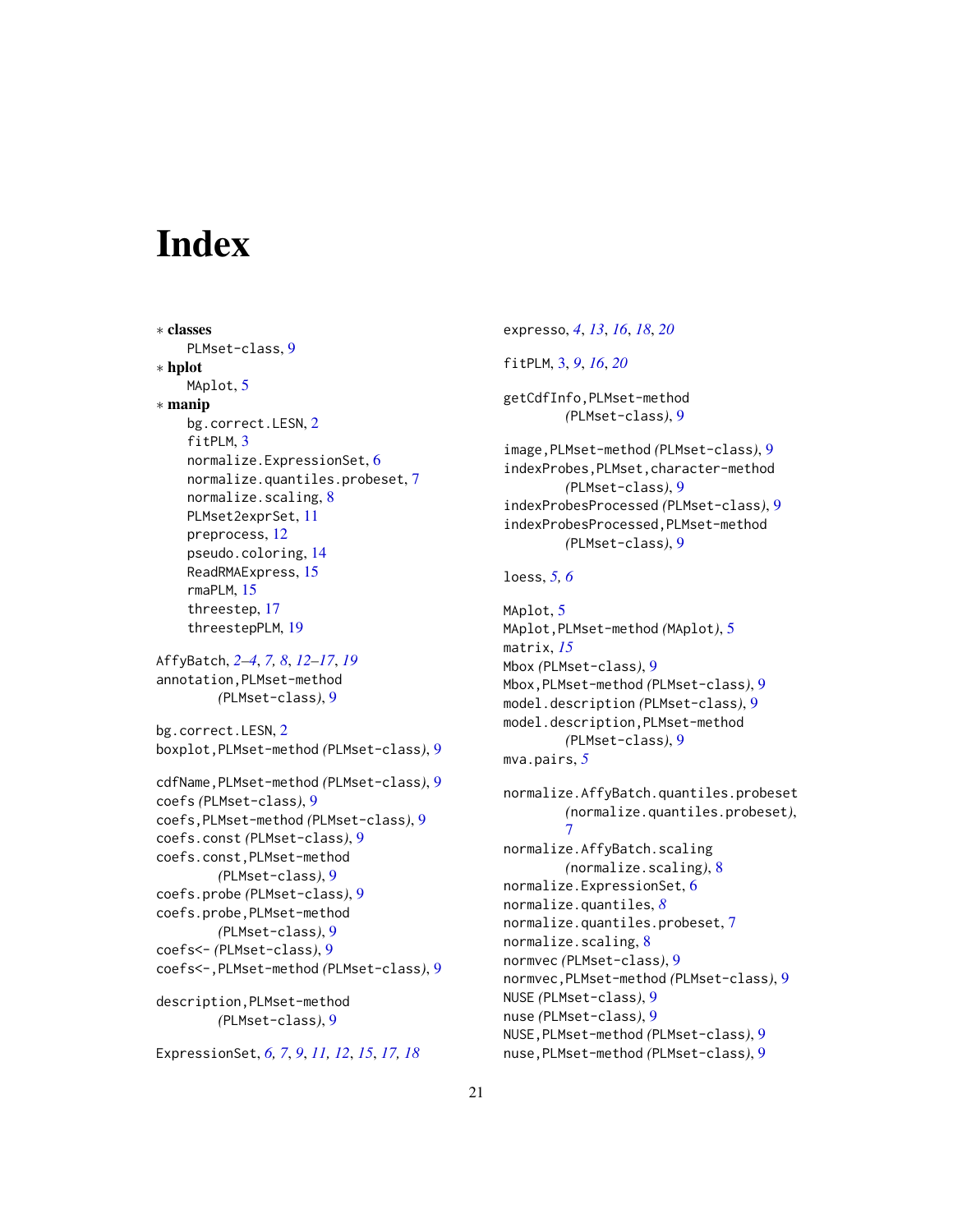# Index

∗ **classes**

PLMset-class, 9

∗ **hplot**

MAplot, 5

∗ **manip**

bg.correct.LESN, 2
fitPLM, 3
normalize.ExpressionSet, 6
normalize.quantiles.probeset, 7
normalize.scaling, 8
PLMset2exprSet, 11
preprocess, 12
pseudo.coloring, 14
ReadRMAExpress, 15
rmaPLM, 15
threestep, 17
threestepPLM, 19

AffyBatch, *2–4*, *7, 8*, *12–17*, *19*
annotation,PLMset-method *(PLMset-class)*, 9

bg.correct.LESN, 2
boxplot,PLMset-method *(PLMset-class)*, 9

cdfName,PLMset-method *(PLMset-class)*, 9
coefs *(PLMset-class)*, 9
coefs,PLMset-method *(PLMset-class)*, 9
coefs.const *(PLMset-class)*, 9
coefs.const,PLMset-method *(PLMset-class)*, 9
coefs.probe *(PLMset-class)*, 9
coefs.probe,PLMset-method *(PLMset-class)*, 9
coefs<- *(PLMset-class)*, 9
coefs<-,PLMset-method *(PLMset-class)*, 9

description,PLMset-method *(PLMset-class)*, 9

ExpressionSet, *6, 7*, *9*, *11, 12*, *15*, *17, 18*

expresso, *4*, *13*, *16*, *18*, *20*

fitPLM, 3, *9*, *16*, *20*

getCdfInfo,PLMset-method *(PLMset-class)*, 9

image,PLMset-method *(PLMset-class)*, 9
indexProbes,PLMset,character-method *(PLMset-class)*, 9
indexProbesProcessed *(PLMset-class)*, 9
indexProbesProcessed,PLMset-method *(PLMset-class)*, 9

loess, *5, 6*

MAplot, 5
MAplot,PLMset-method *(MAplot)*, 5
matrix, *15*
Mbox *(PLMset-class)*, 9
Mbox,PLMset-method *(PLMset-class)*, 9
model.description *(PLMset-class)*, 9
model.description,PLMset-method *(PLMset-class)*, 9
mva.pairs, *5*

normalize.AffyBatch.quantiles.probeset *(normalize.quantiles.probeset)*, 7
normalize.AffyBatch.scaling *(normalize.scaling)*, 8
normalize.ExpressionSet, 6
normalize.quantiles, *8*
normalize.quantiles.probeset, 7
normalize.scaling, 8
normvec *(PLMset-class)*, 9
normvec,PLMset-method *(PLMset-class)*, 9
NUSE *(PLMset-class)*, 9
nuse *(PLMset-class)*, 9
NUSE,PLMset-method *(PLMset-class)*, 9
nuse,PLMset-method *(PLMset-class)*, 9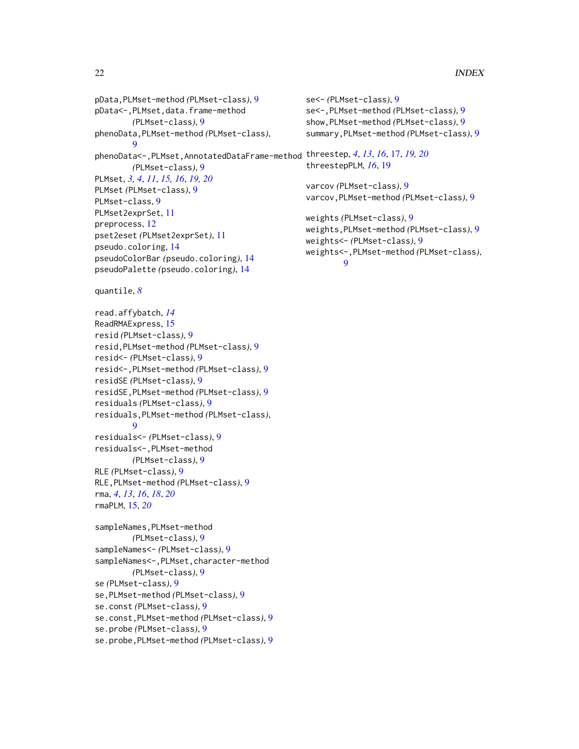pData,PLMset-method *(PLMset-class)*, 9
pData<-,PLMset,data.frame-method *(PLMset-class)*, 9
phenoData,PLMset-method *(PLMset-class)*, 9
phenoData<-,PLMset,AnnotatedDataFrame-method *(PLMset-class)*, 9
PLMset, *3, 4*, *11*, *15, 16*, *19, 20*
PLMset *(PLMset-class)*, 9
PLMset-class, 9
PLMset2exprSet, 11
preprocess, 12
pset2eset *(PLMset2exprSet)*, 11
pseudo.coloring, 14
pseudoColorBar *(pseudo.coloring)*, 14
pseudoPalette *(pseudo.coloring)*, 14

quantile, *8*

read.affybatch, *14*
ReadRMAExpress, 15
resid *(PLMset-class)*, 9
resid,PLMset-method *(PLMset-class)*, 9
resid<- *(PLMset-class)*, 9
resid<-,PLMset-method *(PLMset-class)*, 9
residSE *(PLMset-class)*, 9
residSE,PLMset-method *(PLMset-class)*, 9
residuals *(PLMset-class)*, 9
residuals,PLMset-method *(PLMset-class)*, 9
residuals<- *(PLMset-class)*, 9
residuals<-,PLMset-method *(PLMset-class)*, 9
RLE *(PLMset-class)*, 9
RLE,PLMset-method *(PLMset-class)*, 9
rma, *4*, *13*, *16*, *18*, *20*
rmaPLM, 15, *20*

sampleNames,PLMset-method *(PLMset-class)*, 9
sampleNames<- *(PLMset-class)*, 9
sampleNames<-,PLMset,character-method *(PLMset-class)*, 9
se *(PLMset-class)*, 9
se,PLMset-method *(PLMset-class)*, 9
se.const *(PLMset-class)*, 9
se.const,PLMset-method *(PLMset-class)*, 9
se.probe *(PLMset-class)*, 9
se.probe,PLMset-method *(PLMset-class)*, 9
se<- *(PLMset-class)*, 9
se<-,PLMset-method *(PLMset-class)*, 9
show,PLMset-method *(PLMset-class)*, 9
summary,PLMset-method *(PLMset-class)*, 9

threestep, *4*, *13*, *16*, 17, *19, 20*
threestepPLM, *16*, 19

varcov *(PLMset-class)*, 9
varcov,PLMset-method *(PLMset-class)*, 9

weights *(PLMset-class)*, 9
weights,PLMset-method *(PLMset-class)*, 9
weights<- *(PLMset-class)*, 9
weights<-,PLMset-method *(PLMset-class)*, 9